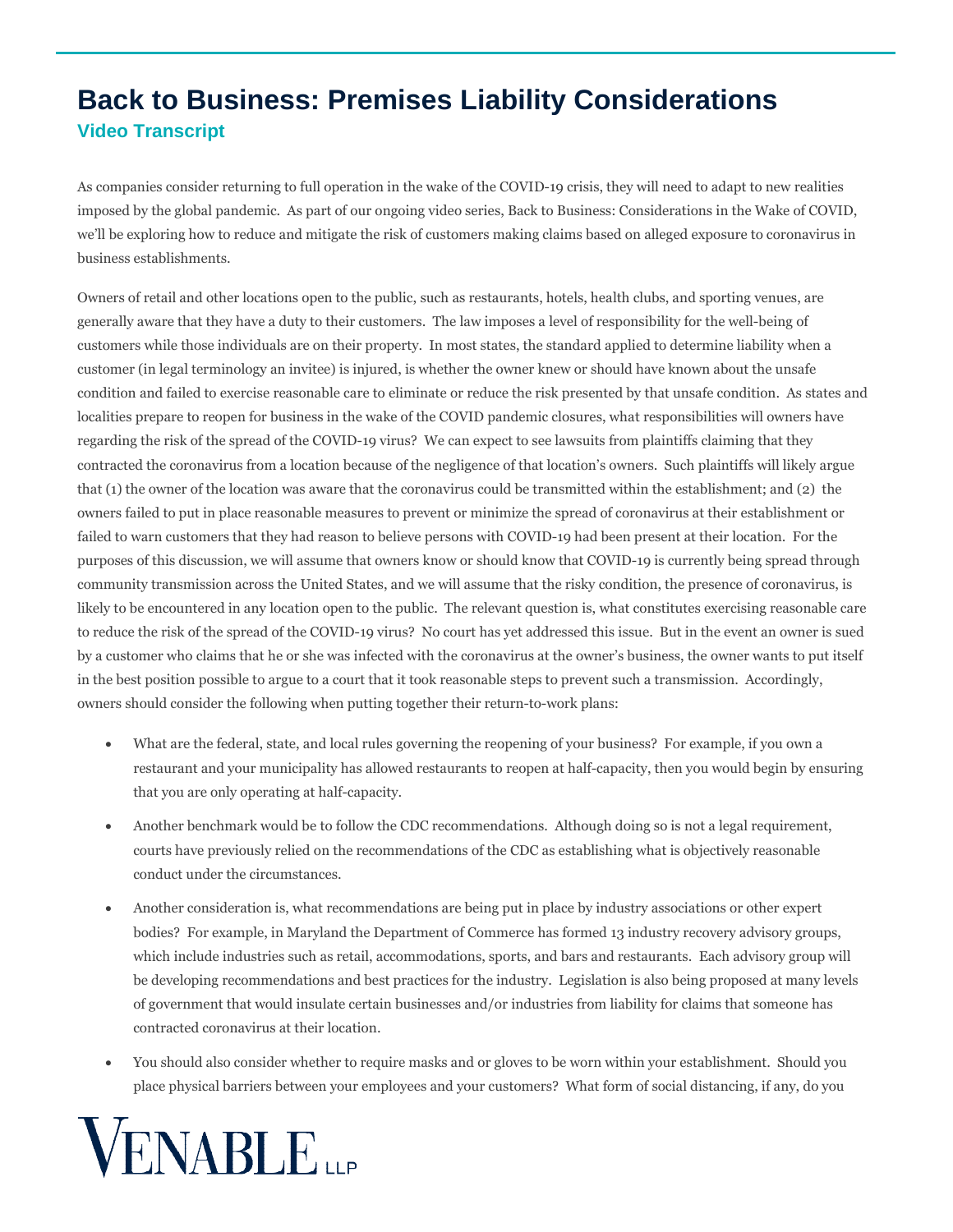# Back to Business: Premises Liability Considerations

**Video Transcript**

As companies consider returning to full operation in the wake of the COVID-19 crisis, they will need to adapt to new realities imposed by the global pandemic. As part of our ongoing video series, Back to Business: Considerations in the Wake of COVID, we'll be exploring how to reduce and mitigate the risk of customers making claims based on alleged exposure to coronavirus in business establishments.

Owners of retail and other locations open to the public, such as restaurants, hotels, health clubs, and sporting venues, are generally aware that they have a duty to their customers. The law imposes a level of responsibility for the well-being of customers while those individuals are on their property. In most states, the standard applied to determine liability when a customer (in legal terminology an invitee) is injured, is whether the owner knew or should have known about the unsafe condition and failed to exercise reasonable care to eliminate or reduce the risk presented by that unsafe condition. As states and localities prepare to reopen for business in the wake of the COVID pandemic closures, what responsibilities will owners have regarding the risk of the spread of the COVID-19 virus? We can expect to see lawsuits from plaintiffs claiming that they contracted the coronavirus from a location because of the negligence of that location's owners. Such plaintiffs will likely argue that (1) the owner of the location was aware that the coronavirus could be transmitted within the establishment; and (2) the owners failed to put in place reasonable measures to prevent or minimize the spread of coronavirus at their establishment or failed to warn customers that they had reason to believe persons with COVID-19 had been present at their location. For the purposes of this discussion, we will assume that owners know or should know that COVID-19 is currently being spread through community transmission across the United States, and we will assume that the risky condition, the presence of coronavirus, is likely to be encountered in any location open to the public. The relevant question is, what constitutes exercising reasonable care to reduce the risk of the spread of the COVID-19 virus? No court has yet addressed this issue. But in the event an owner is sued by a customer who claims that he or she was infected with the coronavirus at the owner's business, the owner wants to put itself in the best position possible to argue to a court that it took reasonable steps to prevent such a transmission. Accordingly, owners should consider the following when putting together their return-to-work plans:

- What are the federal, state, and local rules governing the reopening of your business? For example, if you own a restaurant and your municipality has allowed restaurants to reopen at half-capacity, then you would begin by ensuring that you are only operating at half-capacity.
- Another benchmark would be to follow the CDC recommendations. Although doing so is not a legal requirement, courts have previously relied on the recommendations of the CDC as establishing what is objectively reasonable conduct under the circumstances.
- Another consideration is, what recommendations are being put in place by industry associations or other expert bodies? For example, in Maryland the Department of Commerce has formed 13 industry recovery advisory groups, which include industries such as retail, accommodations, sports, and bars and restaurants. Each advisory group will be developing recommendations and best practices for the industry. Legislation is also being proposed at many levels of government that would insulate certain businesses and/or industries from liability for claims that someone has contracted coronavirus at their location.
- You should also consider whether to require masks and or gloves to be worn within your establishment. Should you place physical barriers between your employees and your customers? What form of social distancing, if any, do you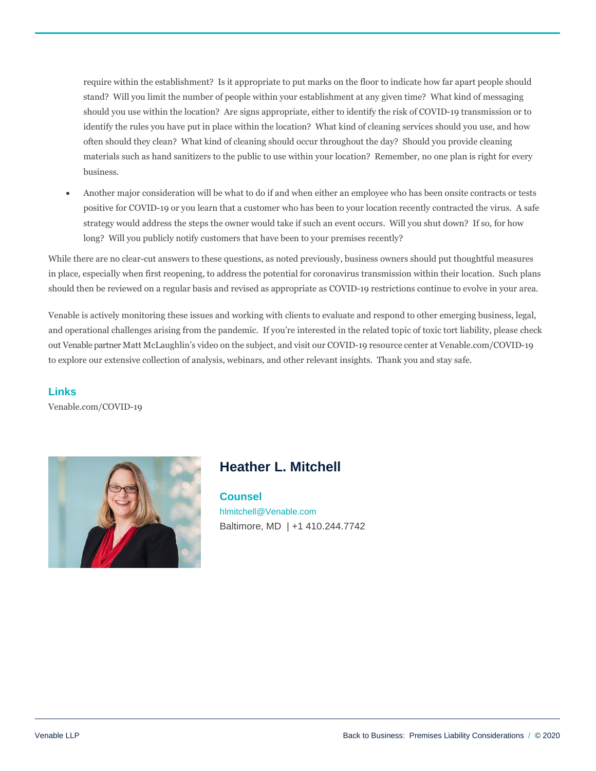require within the establishment? Is it appropriate to put marks on the floor to indicate how far apart people should stand? Will you limit the number of people within your establishment at any given time? What kind of messaging should you use within the location? Are signs appropriate, either to identify the risk of COVID-19 transmission or to identify the rules you have put in place within the location? What kind of cleaning services should you use, and how often should they clean? What kind of cleaning should occur throughout the day? Should you provide cleaning materials such as hand sanitizers to the public to use within your location? Remember, no one plan is right for every business.

- Another major consideration will be what to do if and when either an employee who has been onsite contracts or tests positive for COVID-19 or you learn that a customer who has been to your location recently contracted the virus. A safe strategy would address the steps the owner would take if such an event occurs. Will you shut down? If so, for how long? Will you publicly notify customers that have been to your premises recently?

While there are no clear-cut answers to these questions, as noted previously, business owners should put thoughtful measures in place, especially when first reopening, to address the potential for coronavirus transmission within their location. Such plans should then be reviewed on a regular basis and revised as appropriate as COVID-19 restrictions continue to evolve in your area.

Venable is actively monitoring these issues and working with clients to evaluate and respond to other emerging business, legal, and operational challenges arising from the pandemic. If you're interested in the related topic of toxic tort liability, please check out Venable partner Matt McLaughlin's video on the subject, and visit our COVID-19 resource center at Venable.com/COVID-19 to explore our extensive collection of analysis, webinars, and other relevant insights. Thank you and stay safe.

### Links

Venable.com/COVID-19

## Heather L. Mitchell

### Counsel

hlmitchell@Venable.com

Baltimore, MD | +1 410.244.7742